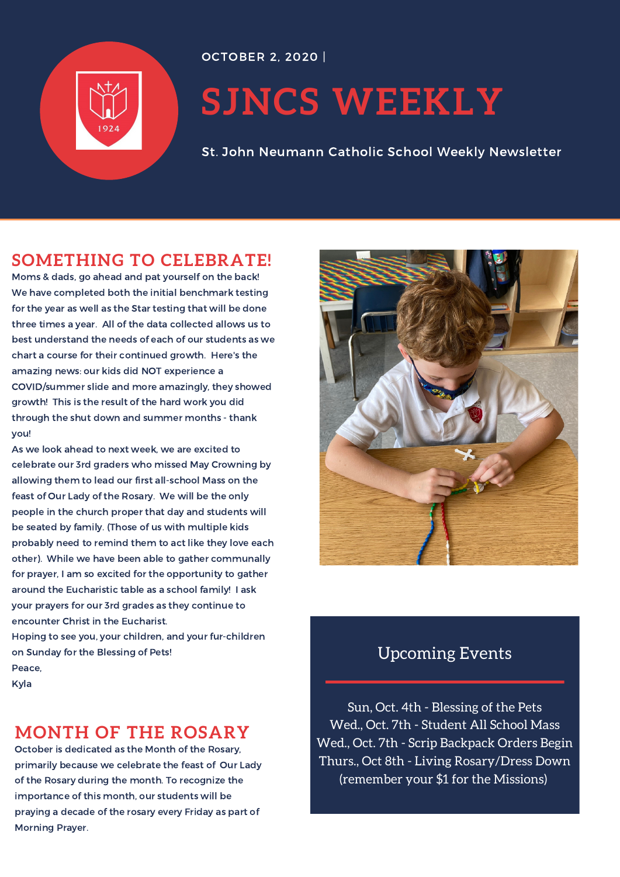OCTOBER 2, 2020 |

# SJNCS WEEKLY

St. John Neumann Catholic School Weekly Newsletter

## SOMETHING TO CELEBRATE!

Moms & dads, go ahead and pat yourself on the back! We have completed both the initial benchmark testing for the year as well as the Star testing that will be done three times a year. All of the data collected allows us to best understand the needs of each of our students as we chart a course for their continued growth. Here's the amazing news: our kids did NOT experience a COVID/summer slide and more amazingly, they showed growth! This is the result of the hard work you did through the shut down and summer months - thank you!

As we look ahead to next week, we are excited to celebrate our 3rd graders who missed May Crowning by allowing them to lead our first all-school Mass on the feast of Our Lady of the Rosary. We will be the only people in the church proper that day and students will be seated by family. (Those of us with multiple kids probably need to remind them to act like they love each other). While we have been able to gather communally for prayer, I am so excited for the opportunity to gather around the Eucharistic table as a school family! I ask your prayers for our 3rd grades as they continue to encounter Christ in the Eucharist.

Hoping to see you, your children, and your fur-children on Sunday for the Blessing of Pets!

Peace,

Kyla

## MONTH OF THE ROSARY

October is dedicated as the Month of the Rosary, primarily because we celebrate the feast of Our Lady of the Rosary during the month. To recognize the importance of this month, our students will be praying a decade of the rosary every Friday as part of Morning Prayer.

## Upcoming Events

Sun, Oct. 4th - Blessing of the Pets
Wed., Oct. 7th - Student All School Mass
Wed., Oct. 7th - Scrip Backpack Orders Begin
Thurs., Oct 8th - Living Rosary/Dress Down
(remember your $1 for the Missions)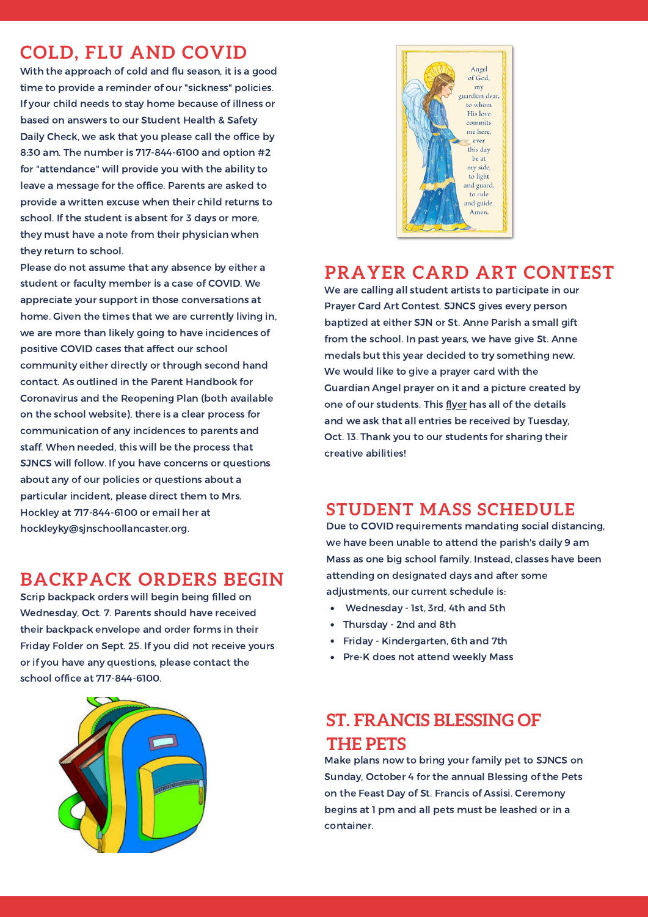## COLD, FLU AND COVID

With the approach of cold and flu season, it is a good time to provide a reminder of our "sickness" policies. If your child needs to stay home because of illness or based on answers to our Student Health & Safety Daily Check, we ask that you please call the office by 8:30 am. The number is 717-844-6100 and option #2 for "attendance" will provide you with the ability to leave a message for the office. Parents are asked to provide a written excuse when their child returns to school. If the student is absent for 3 days or more, they must have a note from their physician when they return to school.

Please do not assume that any absence by either a student or faculty member is a case of COVID. We appreciate your support in those conversations at home. Given the times that we are currently living in, we are more than likely going to have incidences of positive COVID cases that affect our school community either directly or through second hand contact. As outlined in the Parent Handbook for Coronavirus and the Reopening Plan (both available on the school website), there is a clear process for communication of any incidences to parents and staff. When needed, this will be the process that SJNCS will follow. If you have concerns or questions about any of our policies or questions about a particular incident, please direct them to Mrs. Hockley at 717-844-6100 or email her at hockleyky@sjnschoollancaster.org.

## BACKPACK ORDERS BEGIN

Scrip backpack orders will begin being filled on Wednesday, Oct. 7. Parents should have received their backpack envelope and order forms in their Friday Folder on Sept. 25. If you did not receive yours or if you have any questions, please contact the school office at 717-844-6100.

Angel of God, my guardian dear, to whom His love commits me here, ever this day be at my side, to light and guard, to rule and guide. Amen.

## PRAYER CARD ART CONTEST

We are calling all student artists to participate in our Prayer Card Art Contest. SJNCS gives every person baptized at either SJN or St. Anne Parish a small gift from the school. In past years, we have give St. Anne medals but this year decided to try something new. We would like to give a prayer card with the Guardian Angel prayer on it and a picture created by one of our students. This flyer has all of the details and we ask that all entries be received by Tuesday, Oct. 13. Thank you to our students for sharing their creative abilities!

## STUDENT MASS SCHEDULE

Due to COVID requirements mandating social distancing, we have been unable to attend the parish's daily 9 am Mass as one big school family. Instead, classes have been attending on designated days and after some adjustments, our current schedule is:

- Wednesday - 1st, 3rd, 4th and 5th
- Thursday - 2nd and 8th
- Friday - Kindergarten, 6th and 7th
- Pre-K does not attend weekly Mass

## ST. FRANCIS BLESSING OF THE PETS

Make plans now to bring your family pet to SJNCS on Sunday, October 4 for the annual Blessing of the Pets on the Feast Day of St. Francis of Assisi. Ceremony begins at 1 pm and all pets must be leashed or in a container.